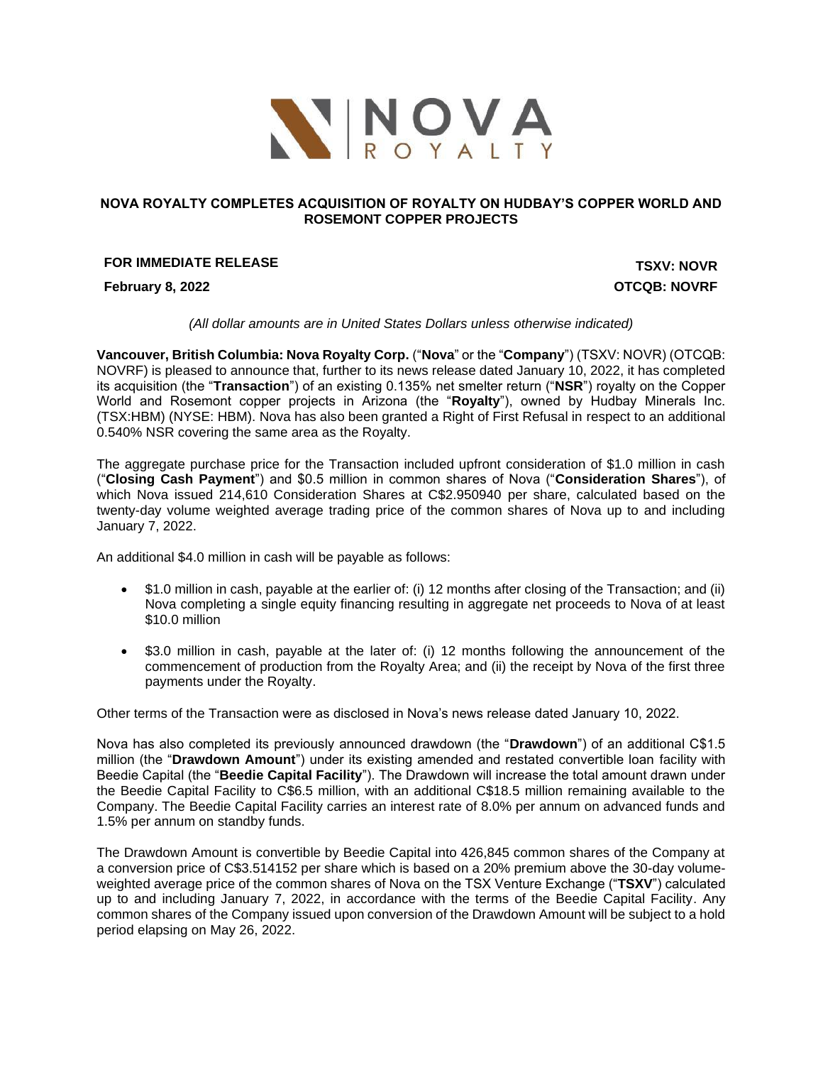# NOVA ROYALTY COMPLETES ACQUISITION OF ROYALTY ON HUDBAY'S COPPER WORLD AND ROSEMONT COPPER PROJECTS

**FOR IMMEDIATE RELEASE**

**February 8, 2022**

**TSXV: NOVR**

**OTCQB: NOVRF**

*(All dollar amounts are in United States Dollars unless otherwise indicated)*

**Vancouver, British Columbia: Nova Royalty Corp.** ("**Nova**" or the "**Company**") (TSXV: NOVR) (OTCQB: NOVRF) is pleased to announce that, further to its news release dated January 10, 2022, it has completed its acquisition (the "**Transaction**") of an existing 0.135% net smelter return ("**NSR**") royalty on the Copper World and Rosemont copper projects in Arizona (the "**Royalty**"), owned by Hudbay Minerals Inc. (TSX:HBM) (NYSE: HBM). Nova has also been granted a Right of First Refusal in respect to an additional 0.540% NSR covering the same area as the Royalty.

The aggregate purchase price for the Transaction included upfront consideration of $1.0 million in cash ("**Closing Cash Payment**") and $0.5 million in common shares of Nova ("**Consideration Shares**"), of which Nova issued 214,610 Consideration Shares at C$2.950940 per share, calculated based on the twenty-day volume weighted average trading price of the common shares of Nova up to and including January 7, 2022.

An additional $4.0 million in cash will be payable as follows:

- $1.0 million in cash, payable at the earlier of: (i) 12 months after closing of the Transaction; and (ii) Nova completing a single equity financing resulting in aggregate net proceeds to Nova of at least $10.0 million
- $3.0 million in cash, payable at the later of: (i) 12 months following the announcement of the commencement of production from the Royalty Area; and (ii) the receipt by Nova of the first three payments under the Royalty.

Other terms of the Transaction were as disclosed in Nova's news release dated January 10, 2022.

Nova has also completed its previously announced drawdown (the "**Drawdown**") of an additional C$1.5 million (the "**Drawdown Amount**") under its existing amended and restated convertible loan facility with Beedie Capital (the "**Beedie Capital Facility**"). The Drawdown will increase the total amount drawn under the Beedie Capital Facility to C$6.5 million, with an additional C$18.5 million remaining available to the Company. The Beedie Capital Facility carries an interest rate of 8.0% per annum on advanced funds and 1.5% per annum on standby funds.

The Drawdown Amount is convertible by Beedie Capital into 426,845 common shares of the Company at a conversion price of C$3.514152 per share which is based on a 20% premium above the 30-day volume-weighted average price of the common shares of Nova on the TSX Venture Exchange ("**TSXV**") calculated up to and including January 7, 2022, in accordance with the terms of the Beedie Capital Facility. Any common shares of the Company issued upon conversion of the Drawdown Amount will be subject to a hold period elapsing on May 26, 2022.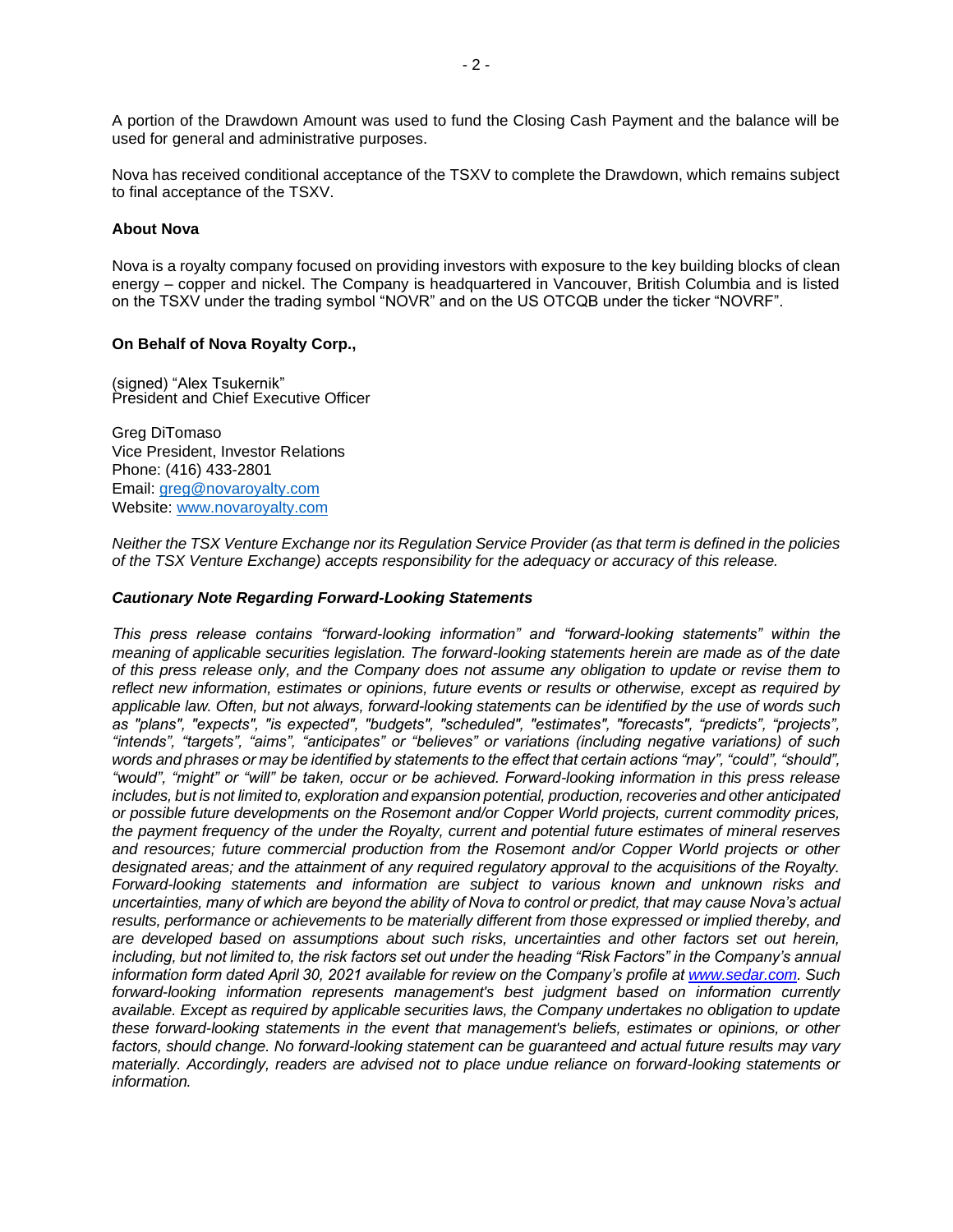A portion of the Drawdown Amount was used to fund the Closing Cash Payment and the balance will be used for general and administrative purposes.

Nova has received conditional acceptance of the TSXV to complete the Drawdown, which remains subject to final acceptance of the TSXV.

**About Nova**

Nova is a royalty company focused on providing investors with exposure to the key building blocks of clean energy – copper and nickel. The Company is headquartered in Vancouver, British Columbia and is listed on the TSXV under the trading symbol "NOVR" and on the US OTCQB under the ticker "NOVRF".

**On Behalf of Nova Royalty Corp.,**

(signed) "Alex Tsukernik"
President and Chief Executive Officer

Greg DiTomaso
Vice President, Investor Relations
Phone: (416) 433-2801
Email: greg@novaroyalty.com
Website: www.novaroyalty.com

*Neither the TSX Venture Exchange nor its Regulation Service Provider (as that term is defined in the policies of the TSX Venture Exchange) accepts responsibility for the adequacy or accuracy of this release.*

***Cautionary Note Regarding Forward-Looking Statements***

*This press release contains "forward-looking information" and "forward-looking statements" within the meaning of applicable securities legislation. The forward-looking statements herein are made as of the date of this press release only, and the Company does not assume any obligation to update or revise them to reflect new information, estimates or opinions, future events or results or otherwise, except as required by applicable law. Often, but not always, forward-looking statements can be identified by the use of words such as "plans", "expects", "is expected", "budgets", "scheduled", "estimates", "forecasts", "predicts", "projects", "intends", "targets", "aims", "anticipates" or "believes" or variations (including negative variations) of such words and phrases or may be identified by statements to the effect that certain actions "may", "could", "should", "would", "might" or "will" be taken, occur or be achieved. Forward-looking information in this press release includes, but is not limited to, exploration and expansion potential, production, recoveries and other anticipated or possible future developments on the Rosemont and/or Copper World projects, current commodity prices, the payment frequency of the under the Royalty, current and potential future estimates of mineral reserves and resources; future commercial production from the Rosemont and/or Copper World projects or other designated areas; and the attainment of any required regulatory approval to the acquisitions of the Royalty. Forward-looking statements and information are subject to various known and unknown risks and uncertainties, many of which are beyond the ability of Nova to control or predict, that may cause Nova's actual results, performance or achievements to be materially different from those expressed or implied thereby, and are developed based on assumptions about such risks, uncertainties and other factors set out herein, including, but not limited to, the risk factors set out under the heading "Risk Factors" in the Company's annual information form dated April 30, 2021 available for review on the Company's profile at www.sedar.com. Such forward-looking information represents management's best judgment based on information currently available. Except as required by applicable securities laws, the Company undertakes no obligation to update these forward-looking statements in the event that management's beliefs, estimates or opinions, or other factors, should change. No forward-looking statement can be guaranteed and actual future results may vary materially. Accordingly, readers are advised not to place undue reliance on forward-looking statements or information.*